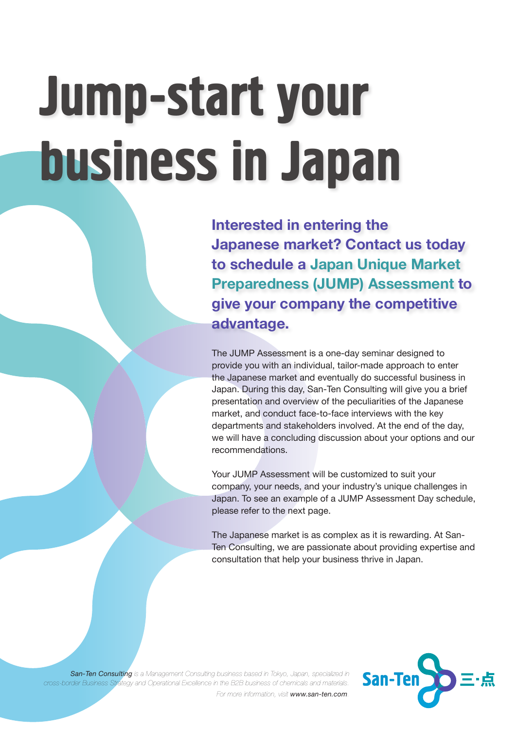# Jump-start your business in Japan

**Interested in entering the Japanese market? Contact us today to schedule a Japan Unique Market Preparedness (JUMP) Assessment to give your company the competitive advantage.**

The JUMP Assessment is a one-day seminar designed to provide you with an individual, tailor-made approach to enter the Japanese market and eventually do successful business in Japan. During this day, San-Ten Consulting will give you a brief presentation and overview of the peculiarities of the Japanese market, and conduct face-to-face interviews with the key departments and stakeholders involved. At the end of the day, we will have a concluding discussion about your options and our recommendations.

Your JUMP Assessment will be customized to suit your company, your needs, and your industry's unique challenges in Japan. To see an example of a JUMP Assessment Day schedule, please refer to the next page.

The Japanese market is as complex as it is rewarding. At San-Ten Consulting, we are passionate about providing expertise and consultation that help your business thrive in Japan.

*San-Ten Consulting is a Management Consulting business based in Tokyo, Japan, specialized in cross-border Business Strategy and Operational Excellence in the B2B business of chemicals and materials. For more information, visit www.san-ten.com.*

San-Ten 三·点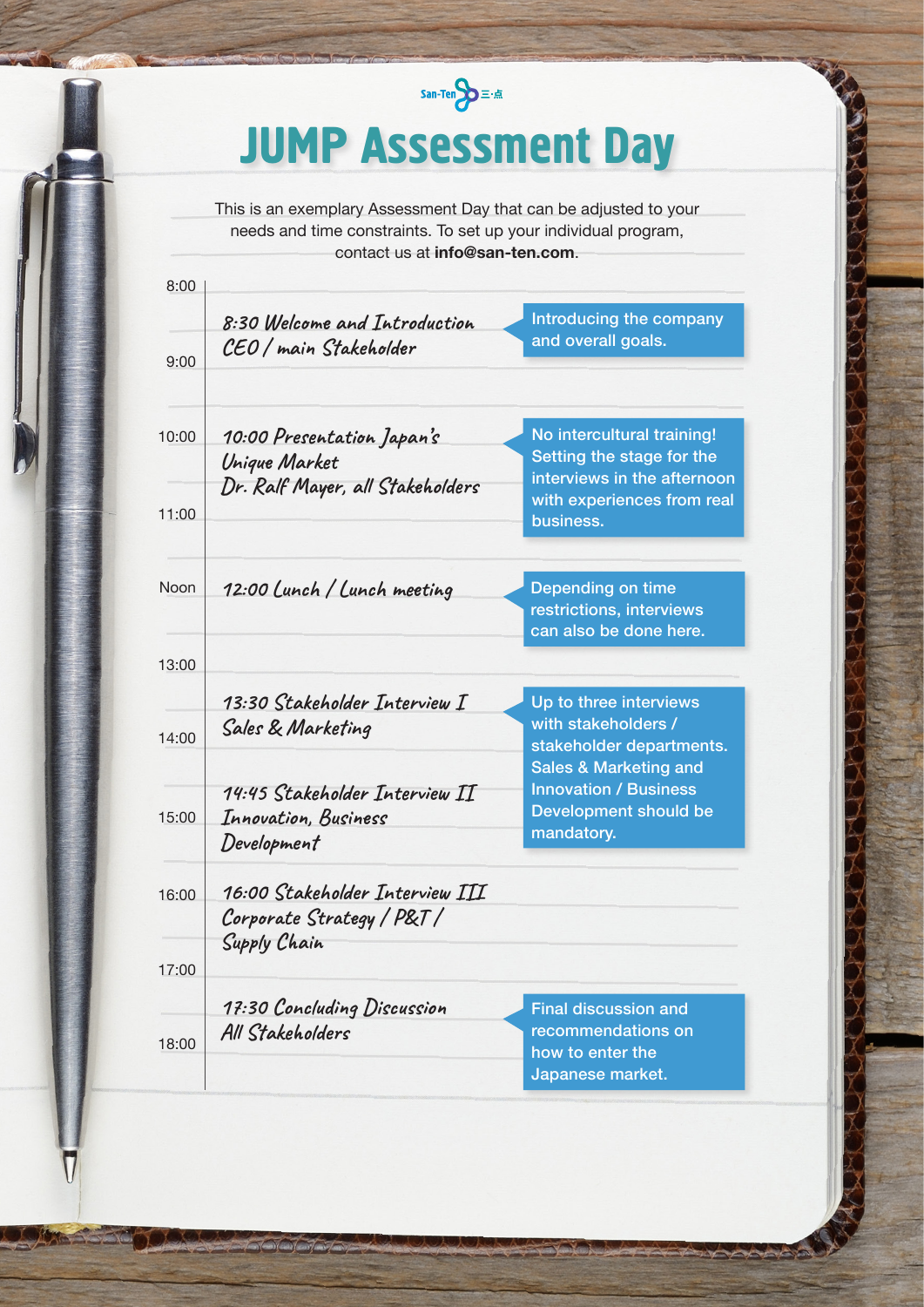San-Ten 三·点

# JUMP Assessment Day

This is an exemplary Assessment Day that can be adjusted to your needs and time constraints. To set up your individual program, contact us at **info@san-ten.com**.

8:00

*8:30 Welcome and Introduction*
*CEO / main Stakeholder*

Introducing the company and overall goals.

9:00

10:00

*10:00 Presentation Japan's Unique Market*
*Dr. Ralf Mayer, all Stakeholders*

No intercultural training! Setting the stage for the interviews in the afternoon with experiences from real business.

11:00

Noon

*12:00 Lunch / Lunch meeting*

Depending on time restrictions, interviews can also be done here.

13:00

*13:30 Stakeholder Interview I*
*Sales & Marketing*

14:00

*14:45 Stakeholder Interview II*
*Innovation, Business Development*

Up to three interviews with stakeholders / stakeholder departments. Sales & Marketing and Innovation / Business Development should be mandatory.

15:00

16:00

*16:00 Stakeholder Interview III*
*Corporate Strategy / P&T / Supply Chain*

17:00

*17:30 Concluding Discussion*
*All Stakeholders*

Final discussion and recommendations on how to enter the Japanese market.

18:00